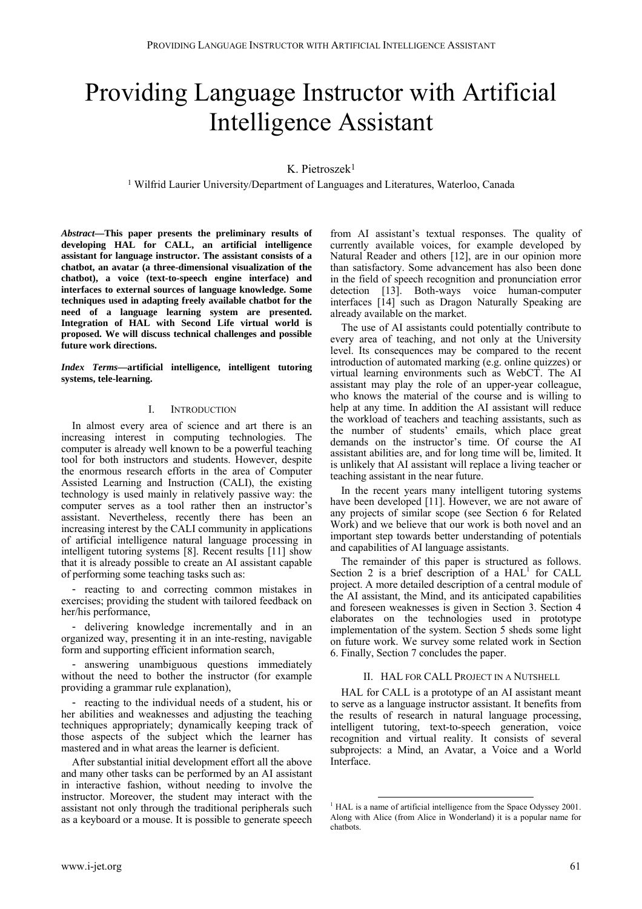# Providing Language Instructor with Artificial Intelligence Assistant

K. Pietroszek[1]

[1] Wilfrid Laurier University/Department of Languages and Literatures, Waterloo, Canada

***Abstract*—This paper presents the preliminary results of developing HAL for CALL, an artificial intelligence assistant for language instructor. The assistant consists of a chatbot, an avatar (a three-dimensional visualization of the chatbot), a voice (text-to-speech engine interface) and interfaces to external sources of language knowledge. Some techniques used in adapting freely available chatbot for the need of a language learning system are presented. Integration of HAL with Second Life virtual world is proposed. We will discuss technical challenges and possible future work directions.**

***Index Terms*—artificial intelligence, intelligent tutoring systems, tele-learning.**

## I. Introduction

In almost every area of science and art there is an increasing interest in computing technologies. The computer is already well known to be a powerful teaching tool for both instructors and students. However, despite the enormous research efforts in the area of Computer Assisted Learning and Instruction (CALI), the existing technology is used mainly in relatively passive way: the computer serves as a tool rather then an instructor's assistant. Nevertheless, recently there has been an increasing interest by the CALI community in applications of artificial intelligence natural language processing in intelligent tutoring systems [8]. Recent results [11] show that it is already possible to create an AI assistant capable of performing some teaching tasks such as:

- reacting to and correcting common mistakes in exercises; providing the student with tailored feedback on her/his performance,
- delivering knowledge incrementally and in an organized way, presenting it in an inte-resting, navigable form and supporting efficient information search,
- answering unambiguous questions immediately without the need to bother the instructor (for example providing a grammar rule explanation),
- reacting to the individual needs of a student, his or her abilities and weaknesses and adjusting the teaching techniques appropriately; dynamically keeping track of those aspects of the subject which the learner has mastered and in what areas the learner is deficient.

After substantial initial development effort all the above and many other tasks can be performed by an AI assistant in interactive fashion, without needing to involve the instructor. Moreover, the student may interact with the assistant not only through the traditional peripherals such as a keyboard or a mouse. It is possible to generate speech from AI assistant's textual responses. The quality of currently available voices, for example developed by Natural Reader and others [12], are in our opinion more than satisfactory. Some advancement has also been done in the field of speech recognition and pronunciation error detection [13]. Both-ways voice human-computer interfaces [14] such as Dragon Naturally Speaking are already available on the market.

The use of AI assistants could potentially contribute to every area of teaching, and not only at the University level. Its consequences may be compared to the recent introduction of automated marking (e.g. online quizzes) or virtual learning environments such as WebCT. The AI assistant may play the role of an upper-year colleague, who knows the material of the course and is willing to help at any time. In addition the AI assistant will reduce the workload of teachers and teaching assistants, such as the number of students' emails, which place great demands on the instructor's time. Of course the AI assistant abilities are, and for long time will be, limited. It is unlikely that AI assistant will replace a living teacher or teaching assistant in the near future.

In the recent years many intelligent tutoring systems have been developed [11]. However, we are not aware of any projects of similar scope (see Section 6 for Related Work) and we believe that our work is both novel and an important step towards better understanding of potentials and capabilities of AI language assistants.

The remainder of this paper is structured as follows. Section 2 is a brief description of a HAL[1] for CALL project. A more detailed description of a central module of the AI assistant, the Mind, and its anticipated capabilities and foreseen weaknesses is given in Section 3. Section 4 elaborates on the technologies used in prototype implementation of the system. Section 5 sheds some light on future work. We survey some related work in Section 6. Finally, Section 7 concludes the paper.

## II. HAL for CALL Project in a Nutshell

HAL for CALL is a prototype of an AI assistant meant to serve as a language instructor assistant. It benefits from the results of research in natural language processing, intelligent tutoring, text-to-speech generation, voice recognition and virtual reality. It consists of several subprojects: a Mind, an Avatar, a Voice and a World Interface.

[1] HAL is a name of artificial intelligence from the Space Odyssey 2001. Along with Alice (from Alice in Wonderland) it is a popular name for chatbots.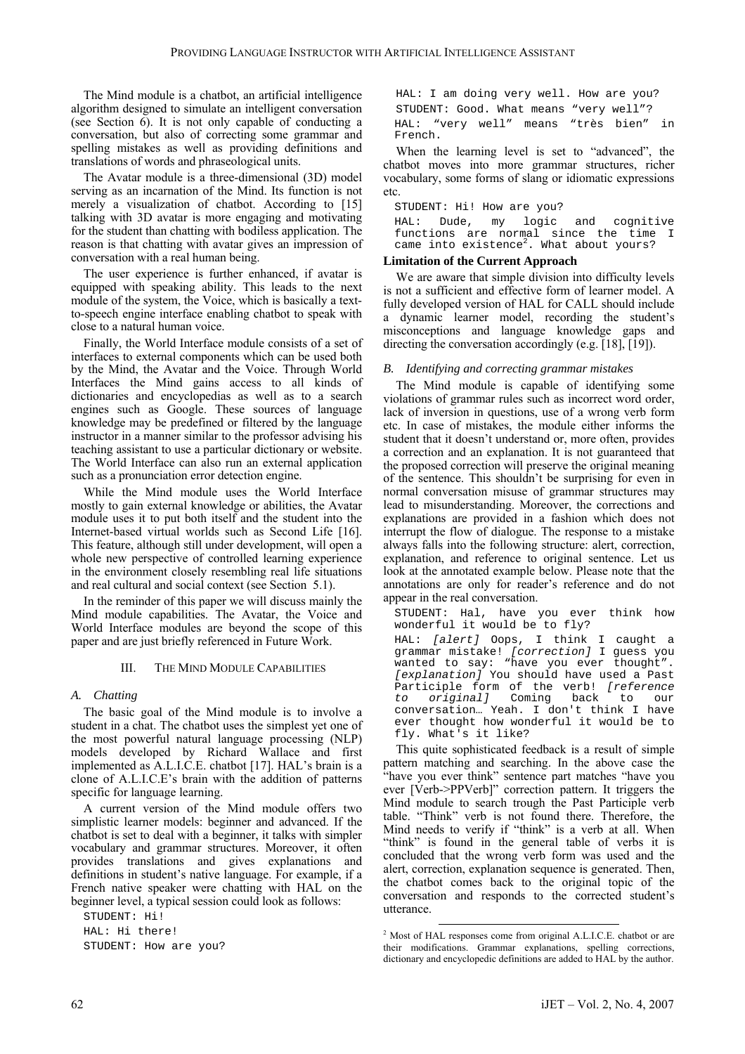The Mind module is a chatbot, an artificial intelligence algorithm designed to simulate an intelligent conversation (see Section 6). It is not only capable of conducting a conversation, but also of correcting some grammar and spelling mistakes as well as providing definitions and translations of words and phraseological units.

The Avatar module is a three-dimensional (3D) model serving as an incarnation of the Mind. Its function is not merely a visualization of chatbot. According to [15] talking with 3D avatar is more engaging and motivating for the student than chatting with bodiless application. The reason is that chatting with avatar gives an impression of conversation with a real human being.

The user experience is further enhanced, if avatar is equipped with speaking ability. This leads to the next module of the system, the Voice, which is basically a text-to-speech engine interface enabling chatbot to speak with close to a natural human voice.

Finally, the World Interface module consists of a set of interfaces to external components which can be used both by the Mind, the Avatar and the Voice. Through World Interfaces the Mind gains access to all kinds of dictionaries and encyclopedias as well as to a search engines such as Google. These sources of language knowledge may be predefined or filtered by the language instructor in a manner similar to the professor advising his teaching assistant to use a particular dictionary or website. The World Interface can also run an external application such as a pronunciation error detection engine.

While the Mind module uses the World Interface mostly to gain external knowledge or abilities, the Avatar module uses it to put both itself and the student into the Internet-based virtual worlds such as Second Life [16]. This feature, although still under development, will open a whole new perspective of controlled learning experience in the environment closely resembling real life situations and real cultural and social context (see Section 5.1).

In the reminder of this paper we will discuss mainly the Mind module capabilities. The Avatar, the Voice and World Interface modules are beyond the scope of this paper and are just briefly referenced in Future Work.

## III. The Mind Module Capabilities

### A. Chatting

The basic goal of the Mind module is to involve a student in a chat. The chatbot uses the simplest yet one of the most powerful natural language processing (NLP) models developed by Richard Wallace and first implemented as A.L.I.C.E. chatbot [17]. HAL's brain is a clone of A.L.I.C.E's brain with the addition of patterns specific for language learning.

A current version of the Mind module offers two simplistic learner models: beginner and advanced. If the chatbot is set to deal with a beginner, it talks with simpler vocabulary and grammar structures. Moreover, it often provides translations and gives explanations and definitions in student's native language. For example, if a French native speaker were chatting with HAL on the beginner level, a typical session could look as follows:

```
STUDENT: Hi!
HAL: Hi there!
STUDENT: How are you?
HAL: I am doing very well. How are you?
STUDENT: Good. What means “very well”?
HAL: “very well” means “très bien” in French.
```

When the learning level is set to "advanced", the chatbot moves into more grammar structures, richer vocabulary, some forms of slang or idiomatic expressions etc.

```
STUDENT: Hi! How are you?
HAL: Dude, my logic and cognitive functions are normal since the time I came into existence[2]. What about yours?
```

**Limitation of the Current Approach**

We are aware that simple division into difficulty levels is not a sufficient and effective form of learner model. A fully developed version of HAL for CALL should include a dynamic learner model, recording the student's misconceptions and language knowledge gaps and directing the conversation accordingly (e.g. [18], [19]).

### B. Identifying and correcting grammar mistakes

The Mind module is capable of identifying some violations of grammar rules such as incorrect word order, lack of inversion in questions, use of a wrong verb form etc. In case of mistakes, the module either informs the student that it doesn't understand or, more often, provides a correction and an explanation. It is not guaranteed that the proposed correction will preserve the original meaning of the sentence. This shouldn't be surprising for even in normal conversation misuse of grammar structures may lead to misunderstanding. Moreover, the corrections and explanations are provided in a fashion which does not interrupt the flow of dialogue. The response to a mistake always falls into the following structure: alert, correction, explanation, and reference to original sentence. Let us look at the annotated example below. Please note that the annotations are only for reader's reference and do not appear in the real conversation.

```
STUDENT: Hal, have you ever think how wonderful it would be to fly?
HAL: [alert] Oops, I think I caught a grammar mistake! [correction] I guess you wanted to say: “have you ever thought”. [explanation] You should have used a Past Participle form of the verb! [reference to original] Coming back to our conversation… Yeah. I don't think I have ever thought how wonderful it would be to fly. What's it like?
```

This quite sophisticated feedback is a result of simple pattern matching and searching. In the above case the "have you ever think" sentence part matches "have you ever [Verb->PPVerb]" correction pattern. It triggers the Mind module to search trough the Past Participle verb table. "Think" verb is not found there. Therefore, the Mind needs to verify if "think" is a verb at all. When "think" is found in the general table of verbs it is concluded that the wrong verb form was used and the alert, correction, explanation sequence is generated. Then, the chatbot comes back to the original topic of the conversation and responds to the corrected student's utterance.

[2] Most of HAL responses come from original A.L.I.C.E. chatbot or are their modifications. Grammar explanations, spelling corrections, dictionary and encyclopedic definitions are added to HAL by the author.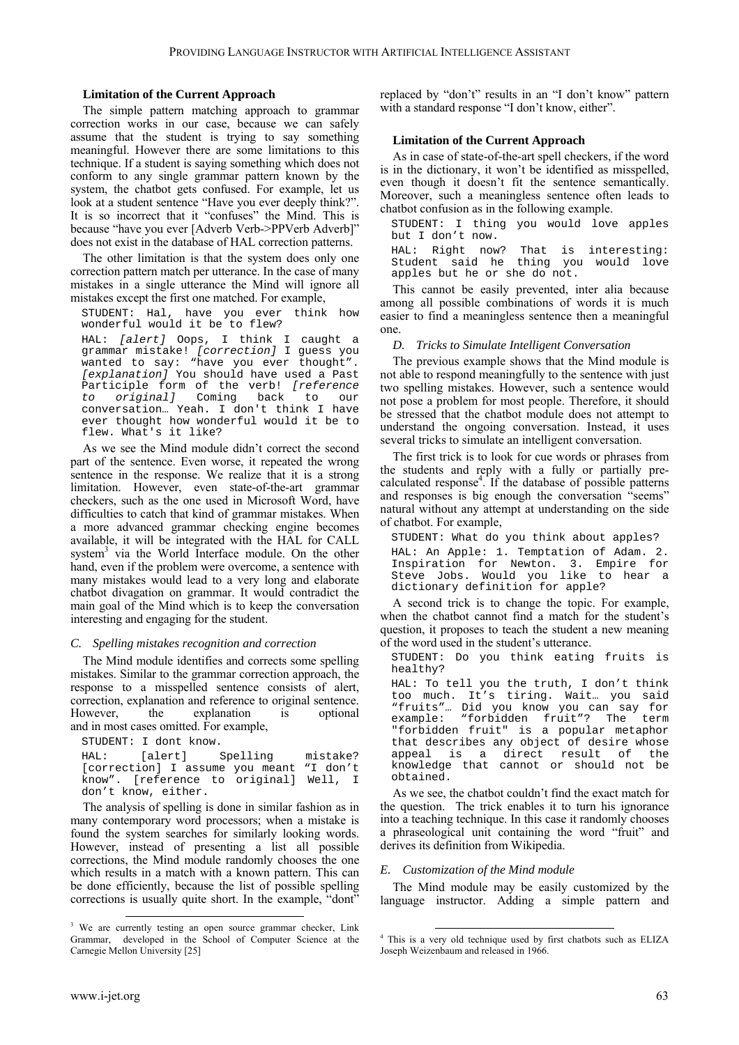**Limitation of the Current Approach**

The simple pattern matching approach to grammar correction works in our case, because we can safely assume that the student is trying to say something meaningful. However there are some limitations to this technique. If a student is saying something which does not conform to any single grammar pattern known by the system, the chatbot gets confused. For example, let us look at a student sentence "Have you ever deeply think?". It is so incorrect that it "confuses" the Mind. This is because "have you ever [Adverb Verb->PPVerb Adverb]" does not exist in the database of HAL correction patterns.

The other limitation is that the system does only one correction pattern match per utterance. In the case of many mistakes in a single utterance the Mind will ignore all mistakes except the first one matched. For example,

```
STUDENT: Hal, have you ever think how wonderful would it be to flew?
HAL: [alert] Oops, I think I caught a grammar mistake! [correction] I guess you wanted to say: "have you ever thought". [explanation] You should have used a Past Participle form of the verb! [reference to original] Coming back to our conversation… Yeah. I don't think I have ever thought how wonderful would it be to flew. What's it like?
```

As we see the Mind module didn't correct the second part of the sentence. Even worse, it repeated the wrong sentence in the response. We realize that it is a strong limitation. However, even state-of-the-art grammar checkers, such as the one used in Microsoft Word, have difficulties to catch that kind of grammar mistakes. When a more advanced grammar checking engine becomes available, it will be integrated with the HAL for CALL system[3] via the World Interface module. On the other hand, even if the problem were overcome, a sentence with many mistakes would lead to a very long and elaborate chatbot divagation on grammar. It would contradict the main goal of the Mind which is to keep the conversation interesting and engaging for the student.

### C. Spelling mistakes recognition and correction

The Mind module identifies and corrects some spelling mistakes. Similar to the grammar correction approach, the response to a misspelled sentence consists of alert, correction, explanation and reference to original sentence. However, the explanation is optional and in most cases omitted. For example,

```
STUDENT: I dont know.
HAL: [alert] Spelling mistake? [correction] I assume you meant "I don't know". [reference to original] Well, I don't know, either.
```

The analysis of spelling is done in similar fashion as in many contemporary word processors; when a mistake is found the system searches for similarly looking words. However, instead of presenting a list all possible corrections, the Mind module randomly chooses the one which results in a match with a known pattern. This can be done efficiently, because the list of possible spelling corrections is usually quite short. In the example, "dont" replaced by "don't" results in an "I don't know" pattern with a standard response "I don't know, either".

**Limitation of the Current Approach**

As in case of state-of-the-art spell checkers, if the word is in the dictionary, it won't be identified as misspelled, even though it doesn't fit the sentence semantically. Moreover, such a meaningless sentence often leads to chatbot confusion as in the following example.

```
STUDENT: I thing you would love apples but I don't now.
HAL: Right now? That is interesting: Student said he thing you would love apples but he or she do not.
```

This cannot be easily prevented, inter alia because among all possible combinations of words it is much easier to find a meaningless sentence then a meaningful one.

### D. Tricks to Simulate Intelligent Conversation

The previous example shows that the Mind module is not able to respond meaningfully to the sentence with just two spelling mistakes. However, such a sentence would not pose a problem for most people. Therefore, it should be stressed that the chatbot module does not attempt to understand the ongoing conversation. Instead, it uses several tricks to simulate an intelligent conversation.

The first trick is to look for cue words or phrases from the students and reply with a fully or partially pre-calculated response[4]. If the database of possible patterns and responses is big enough the conversation "seems" natural without any attempt at understanding on the side of chatbot. For example,

```
STUDENT: What do you think about apples?
HAL: An Apple: 1. Temptation of Adam. 2. Inspiration for Newton. 3. Empire for Steve Jobs. Would you like to hear a dictionary definition for apple?
```

A second trick is to change the topic. For example, when the chatbot cannot find a match for the student's question, it proposes to teach the student a new meaning of the word used in the student's utterance.

```
STUDENT: Do you think eating fruits is healthy?
HAL: To tell you the truth, I don't think too much. It's tiring. Wait… you said "fruits"… Did you know you can say for example: "forbidden fruit"? The term "forbidden fruit" is a popular metaphor that describes any object of desire whose appeal is a direct result of the knowledge that cannot or should not be obtained.
```

As we see, the chatbot couldn't find the exact match for the question. The trick enables it to turn his ignorance into a teaching technique. In this case it randomly chooses a phraseological unit containing the word "fruit" and derives its definition from Wikipedia.

### E. Customization of the Mind module

The Mind module may be easily customized by the language instructor. Adding a simple pattern and

---

[3] We are currently testing an open source grammar checker, Link Grammar, developed in the School of Computer Science at the Carnegie Mellon University [25]

[4] This is a very old technique used by first chatbots such as ELIZA Joseph Weizenbaum and released in 1966.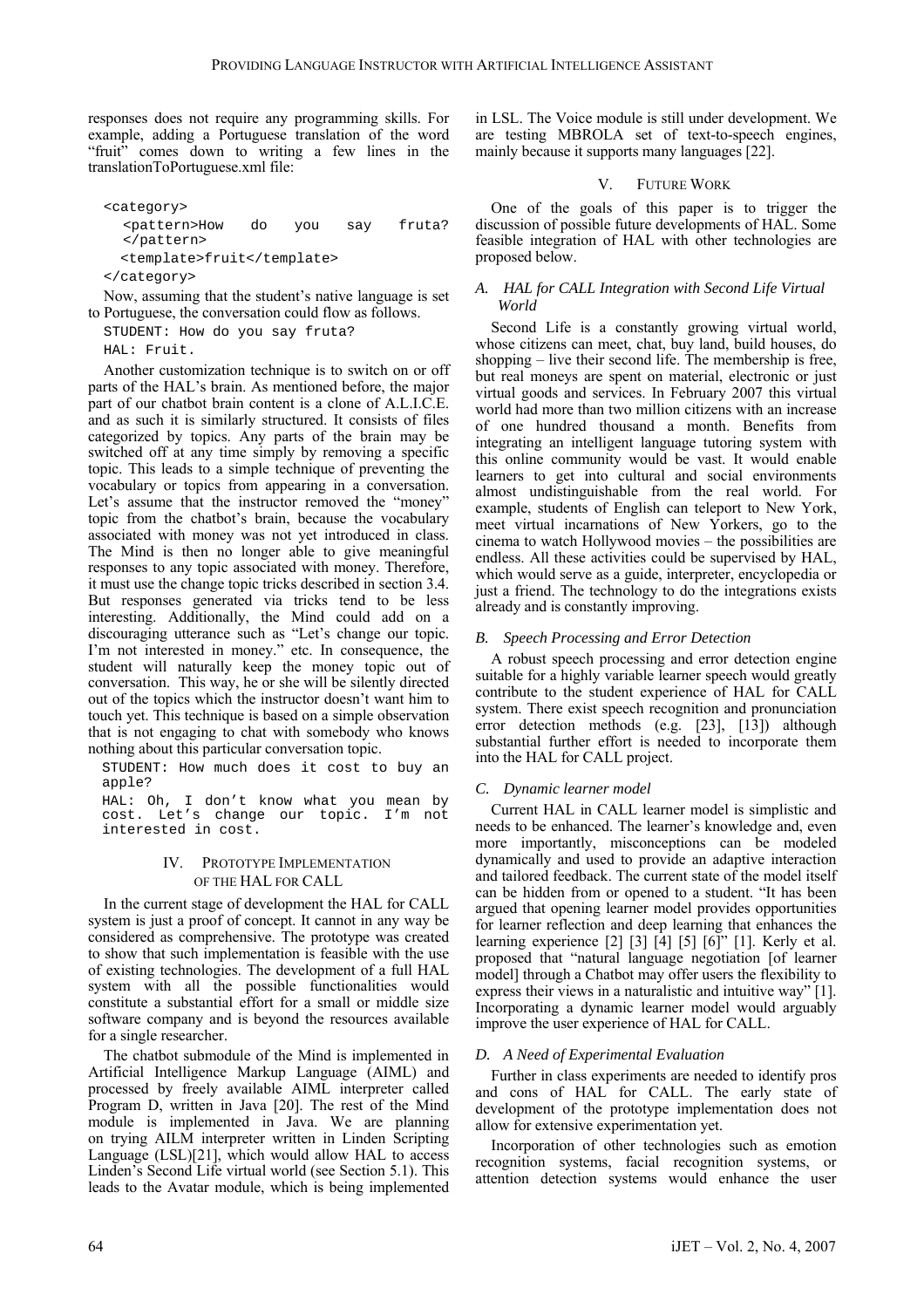responses does not require any programming skills. For example, adding a Portuguese translation of the word "fruit" comes down to writing a few lines in the translationToPortuguese.xml file:

```
<category>
  <pattern>How do you say fruta?
  </pattern>
  <template>fruit</template>
</category>
```

Now, assuming that the student's native language is set to Portuguese, the conversation could flow as follows.

```
STUDENT: How do you say fruta?
HAL: Fruit.
```

Another customization technique is to switch on or off parts of the HAL's brain. As mentioned before, the major part of our chatbot brain content is a clone of A.L.I.C.E. and as such it is similarly structured. It consists of files categorized by topics. Any parts of the brain may be switched off at any time simply by removing a specific topic. This leads to a simple technique of preventing the vocabulary or topics from appearing in a conversation. Let's assume that the instructor removed the "money" topic from the chatbot's brain, because the vocabulary associated with money was not yet introduced in class. The Mind is then no longer able to give meaningful responses to any topic associated with money. Therefore, it must use the change topic tricks described in section 3.4. But responses generated via tricks tend to be less interesting. Additionally, the Mind could add on a discouraging utterance such as "Let's change our topic. I'm not interested in money." etc. In consequence, the student will naturally keep the money topic out of conversation. This way, he or she will be silently directed out of the topics which the instructor doesn't want him to touch yet. This technique is based on a simple observation that is not engaging to chat with somebody who knows nothing about this particular conversation topic.

```
STUDENT: How much does it cost to buy an apple?
HAL: Oh, I don't know what you mean by cost. Let's change our topic. I'm not interested in cost.
```

## IV. Prototype Implementation of the HAL for CALL

In the current stage of development the HAL for CALL system is just a proof of concept. It cannot in any way be considered as comprehensive. The prototype was created to show that such implementation is feasible with the use of existing technologies. The development of a full HAL system with all the possible functionalities would constitute a substantial effort for a small or middle size software company and is beyond the resources available for a single researcher.

The chatbot submodule of the Mind is implemented in Artificial Intelligence Markup Language (AIML) and processed by freely available AIML interpreter called Program D, written in Java [20]. The rest of the Mind module is implemented in Java. We are planning on trying AILM interpreter written in Linden Scripting Language (LSL)[21], which would allow HAL to access Linden's Second Life virtual world (see Section 5.1). This leads to the Avatar module, which is being implemented in LSL. The Voice module is still under development. We are testing MBROLA set of text-to-speech engines, mainly because it supports many languages [22].

## V. Future Work

One of the goals of this paper is to trigger the discussion of possible future developments of HAL. Some feasible integration of HAL with other technologies are proposed below.

### A. HAL for CALL Integration with Second Life Virtual World

Second Life is a constantly growing virtual world, whose citizens can meet, chat, buy land, build houses, do shopping – live their second life. The membership is free, but real moneys are spent on material, electronic or just virtual goods and services. In February 2007 this virtual world had more than two million citizens with an increase of one hundred thousand a month. Benefits from integrating an intelligent language tutoring system with this online community would be vast. It would enable learners to get into cultural and social environments almost undistinguishable from the real world. For example, students of English can teleport to New York, meet virtual incarnations of New Yorkers, go to the cinema to watch Hollywood movies – the possibilities are endless. All these activities could be supervised by HAL, which would serve as a guide, interpreter, encyclopedia or just a friend. The technology to do the integrations exists already and is constantly improving.

### B. Speech Processing and Error Detection

A robust speech processing and error detection engine suitable for a highly variable learner speech would greatly contribute to the student experience of HAL for CALL system. There exist speech recognition and pronunciation error detection methods (e.g. [23], [13]) although substantial further effort is needed to incorporate them into the HAL for CALL project.

### C. Dynamic learner model

Current HAL in CALL learner model is simplistic and needs to be enhanced. The learner's knowledge and, even more importantly, misconceptions can be modeled dynamically and used to provide an adaptive interaction and tailored feedback. The current state of the model itself can be hidden from or opened to a student. "It has been argued that opening learner model provides opportunities for learner reflection and deep learning that enhances the learning experience [2] [3] [4] [5] [6]" [1]. Kerly et al. proposed that "natural language negotiation [of learner model] through a Chatbot may offer users the flexibility to express their views in a naturalistic and intuitive way" [1]. Incorporating a dynamic learner model would arguably improve the user experience of HAL for CALL.

### D. A Need of Experimental Evaluation

Further in class experiments are needed to identify pros and cons of HAL for CALL. The early state of development of the prototype implementation does not allow for extensive experimentation yet.

Incorporation of other technologies such as emotion recognition systems, facial recognition systems, or attention detection systems would enhance the user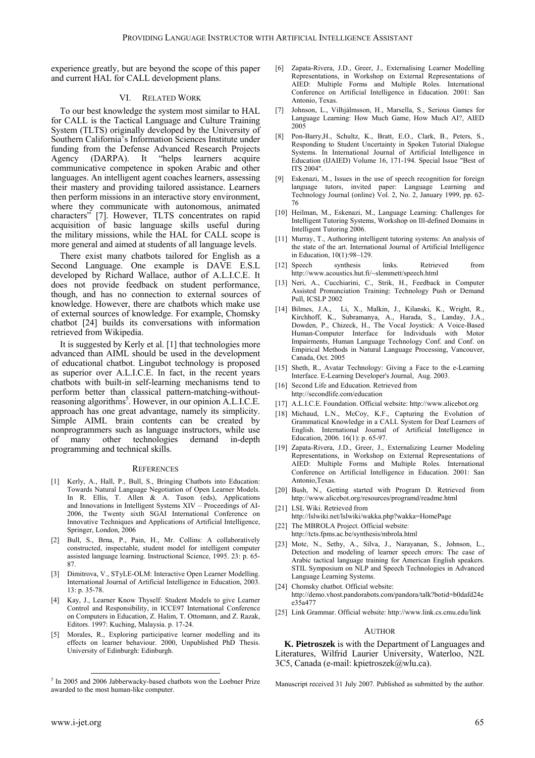experience greatly, but are beyond the scope of this paper and current HAL for CALL development plans.

## VI. Related Work

To our best knowledge the system most similar to HAL for CALL is the Tactical Language and Culture Training System (TLTS) originally developed by the University of Southern California's Information Sciences Institute under funding from the Defense Advanced Research Projects Agency (DARPA). It "helps learners acquire communicative competence in spoken Arabic and other languages. An intelligent agent coaches learners, assessing their mastery and providing tailored assistance. Learners then perform missions in an interactive story environment, where they communicate with autonomous, animated characters" [7]. However, TLTS concentrates on rapid acquisition of basic language skills useful during the military missions, while the HAL for CALL scope is more general and aimed at students of all language levels.

There exist many chatbots tailored for English as a Second Language. One example is DAVE E.S.L developed by Richard Wallace, author of A.L.I.C.E. It does not provide feedback on student performance, though, and has no connection to external sources of knowledge. However, there are chatbots which make use of external sources of knowledge. For example, Chomsky chatbot [24] builds its conversations with information retrieved from Wikipedia.

It is suggested by Kerly et al. [1] that technologies more advanced than AIML should be used in the development of educational chatbot. Lingubot technology is proposed as superior over A.L.I.C.E. In fact, in the recent years chatbots with built-in self-learning mechanisms tend to perform better than classical pattern-matching-without-reasoning algorithms[5]. However, in our opinion A.L.I.C.E. approach has one great advantage, namely its simplicity. Simple AIML brain contents can be created by nonprogrammers such as language instructors, while use of many other technologies demand in-depth programming and technical skills.

## References

[1] Kerly, A., Hall, P., Bull, S., Bringing Chatbots into Education: Towards Natural Language Negotiation of Open Learner Models. In R. Ellis, T. Allen & A. Tuson (eds), Applications and Innovations in Intelligent Systems XIV – Proceedings of AI-2006, the Twenty sixth SGAI International Conference on Innovative Techniques and Applications of Artificial Intelligence, Springer, London, 2006

[2] Bull, S., Brna, P., Pain, H., Mr. Collins: A collaboratively constructed, inspectable, student model for intelligent computer assisted language learning. Instructional Science, 1995. 23: p. 65-87.

[3] Dimitrova, V., STyLE-OLM: Interactive Open Learner Modelling. International Journal of Artificial Intelligence in Education, 2003. 13: p. 35-78.

[4] Kay, J., Learner Know Thyself: Student Models to give Learner Control and Responsibility, in ICCE97 International Conference on Computers in Education, Z. Halim, T. Ottomann, and Z. Razak, Editors. 1997: Kuching, Malaysia. p. 17-24.

[5] Morales, R., Exploring participative learner modelling and its effects on learner behaviour. 2000, Unpublished PhD Thesis. University of Edinburgh: Edinburgh.

[6] Zapata-Rivera, J.D., Greer, J., Externalising Learner Modelling Representations, in Workshop on External Representations of AIED: Multiple Forms and Multiple Roles. International Conference on Artificial Intelligence in Education. 2001: San Antonio, Texas.

[7] Johnson, L., Vilhjálmsson, H., Marsella, S., Serious Games for Language Learning: How Much Game, How Much AI?, AIED 2005

[8] Pon-Barry,H., Schultz, K., Bratt, E.O., Clark, B., Peters, S., Responding to Student Uncertainty in Spoken Tutorial Dialogue Systems. In International Journal of Artificial Intelligence in Education (IJAIED) Volume 16, 171-194. Special Issue "Best of ITS 2004".

[9] Eskenazi, M., Issues in the use of speech recognition for foreign language tutors, invited paper: Language Learning and Technology Journal (online) Vol. 2, No. 2, January 1999, pp. 62-76

[10] Heilman, M., Eskenazi, M., Language Learning: Challenges for Intelligent Tutoring Systems, Workshop on Ill-defined Domains in Intelligent Tutoring 2006.

[11] Murray, T., Authoring intelligent tutoring systems: An analysis of the state of the art. International Journal of Artificial Intelligence in Education, 10(1):98–129.

[12] Speech synthesis links. Retrieved from http://www.acoustics.hut.fi/~slemmett/speech.html

[13] Neri, A., Cucchiarini, C., Strik, H., Feedback in Computer Assisted Pronunciation Training: Technology Push or Demand Pull, ICSLP 2002

[14] Bilmes, J.A., Li, X., Malkin, J., Kilanski, K., Wright, R., Kirchhoff, K., Subramanya, A., Harada, S., Landay, J.A., Dowden, P., Chizeck, H., The Vocal Joystick: A Voice-Based Human-Computer Interface for Individuals with Motor Impairments, Human Language Technology Conf. and Conf. on Empirical Methods in Natural Language Processing, Vancouver, Canada, Oct. 2005

[15] Sheth, R., Avatar Technology: Giving a Face to the e-Learning Interface. E-Learning Developer's Journal, Aug. 2003.

[16] Second Life and Education. Retrieved from http://secondlife.com/education

[17] A.L.I.C.E. Foundation. Official website: http://www.alicebot.org

[18] Michaud, L.N., McCoy, K.F., Capturing the Evolution of Grammatical Knowledge in a CALL System for Deaf Learners of English. International Journal of Artificial Intelligence in Education, 2006. 16(1): p. 65-97.

[19] Zapata-Rivera, J.D., Greer, J., Externalizing Learner Modeling Representations, in Workshop on External Representations of AIED: Multiple Forms and Multiple Roles. International Conference on Artificial Intelligence in Education. 2001: San Antonio,Texas.

[20] Bush, N., Getting started with Program D. Retrieved from http://www.alicebot.org/resources/programd/readme.html

[21] LSL Wiki. Retrieved from http://lslwiki.net/lslwiki/wakka.php?wakka=HomePage

[22] The MBROLA Project. Official website: http://tcts.fpms.ac.be/synthesis/mbrola.html

[23] Mote, N., Sethy, A., Silva, J., Narayanan, S., Johnson, L., Detection and modeling of learner speech errors: The case of Arabic tactical language training for American English speakers. STIL Symposium on NLP and Speech Technologies in Advanced Language Learning Systems.

[24] Chomsky chatbot. Official website: http://demo.vhost.pandorabots.com/pandora/talk?botid=b0dafd24ee35a477

[25] Link Grammar. Official website: http://www.link.cs.cmu.edu/link

## Author

**K. Pietroszek** is with the Department of Languages and Literatures, Wilfrid Laurier University, Waterloo, N2L 3C5, Canada (e-mail: kpietroszek@wlu.ca).

Manuscript received 31 July 2007. Published as submitted by the author.

[5] In 2005 and 2006 Jabberwacky-based chatbots won the Loebner Prize awarded to the most human-like computer.